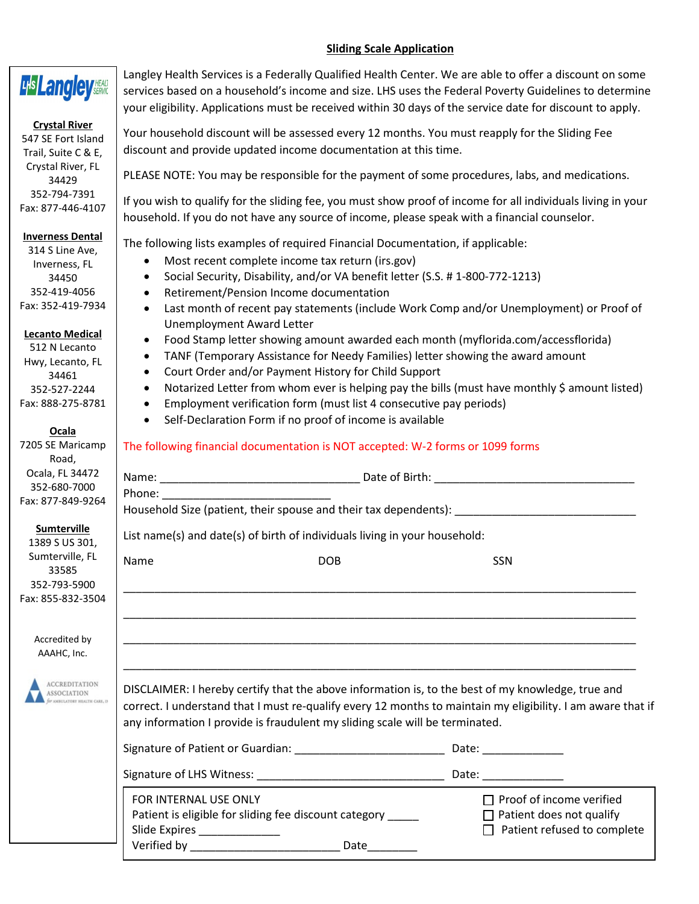# Sliding Scale Application

**Crystal River**
547 SE Fort Island Trail, Suite C & E,
Crystal River, FL 34429
352-794-7391
Fax: 877-446-4107

**Inverness Dental**
314 S Line Ave,
Inverness, FL 34450
352-419-4056
Fax: 352-419-7934

**Lecanto Medical**
512 N Lecanto Hwy, Lecanto, FL 34461
352-527-2244
Fax: 888-275-8781

**Ocala**
7205 SE Maricamp Road,
Ocala, FL 34472
352-680-7000
Fax: 877-849-9264

**Sumterville**
1389 S US 301,
Sumterville, FL 33585
352-793-5900
Fax: 855-832-3504

Accredited by AAAHC, Inc.

Langley Health Services is a Federally Qualified Health Center. We are able to offer a discount on some services based on a household's income and size. LHS uses the Federal Poverty Guidelines to determine your eligibility. Applications must be received within 30 days of the service date for discount to apply.

Your household discount will be assessed every 12 months. You must reapply for the Sliding Fee discount and provide updated income documentation at this time.

PLEASE NOTE: You may be responsible for the payment of some procedures, labs, and medications.

If you wish to qualify for the sliding fee, you must show proof of income for all individuals living in your household. If you do not have any source of income, please speak with a financial counselor.

The following lists examples of required Financial Documentation, if applicable:

- Most recent complete income tax return (irs.gov)
- Social Security, Disability, and/or VA benefit letter (S.S. # 1-800-772-1213)
- Retirement/Pension Income documentation
- Last month of recent pay statements (include Work Comp and/or Unemployment) or Proof of Unemployment Award Letter
- Food Stamp letter showing amount awarded each month (myflorida.com/accessflorida)
- TANF (Temporary Assistance for Needy Families) letter showing the award amount
- Court Order and/or Payment History for Child Support
- Notarized Letter from whom ever is helping pay the bills (must have monthly $ amount listed)
- Employment verification form (must list 4 consecutive pay periods)
- Self-Declaration Form if no proof of income is available

The following financial documentation is NOT accepted: W-2 forms or 1099 forms

Name: ______________________________ Date of Birth: ______________________________

Phone: ___________________________

Household Size (patient, their spouse and their tax dependents): ____________________________

List name(s) and date(s) of birth of individuals living in your household:

| Name | DOB | SSN |
|---|---|---|
| | | |
| | | |
| | | |
| | | |

DISCLAIMER: I hereby certify that the above information is, to the best of my knowledge, true and correct. I understand that I must re-qualify every 12 months to maintain my eligibility. I am aware that if any information I provide is fraudulent my sliding scale will be terminated.

Signature of Patient or Guardian: ________________________ Date: _____________

Signature of LHS Witness: _____________________________ Date: _____________

FOR INTERNAL USE ONLY
Patient is eligible for sliding fee discount category _____
Slide Expires _____________
Verified by _______________________ Date________

- ☐ Proof of income verified
- ☐ Patient does not qualify
- ☐ Patient refused to complete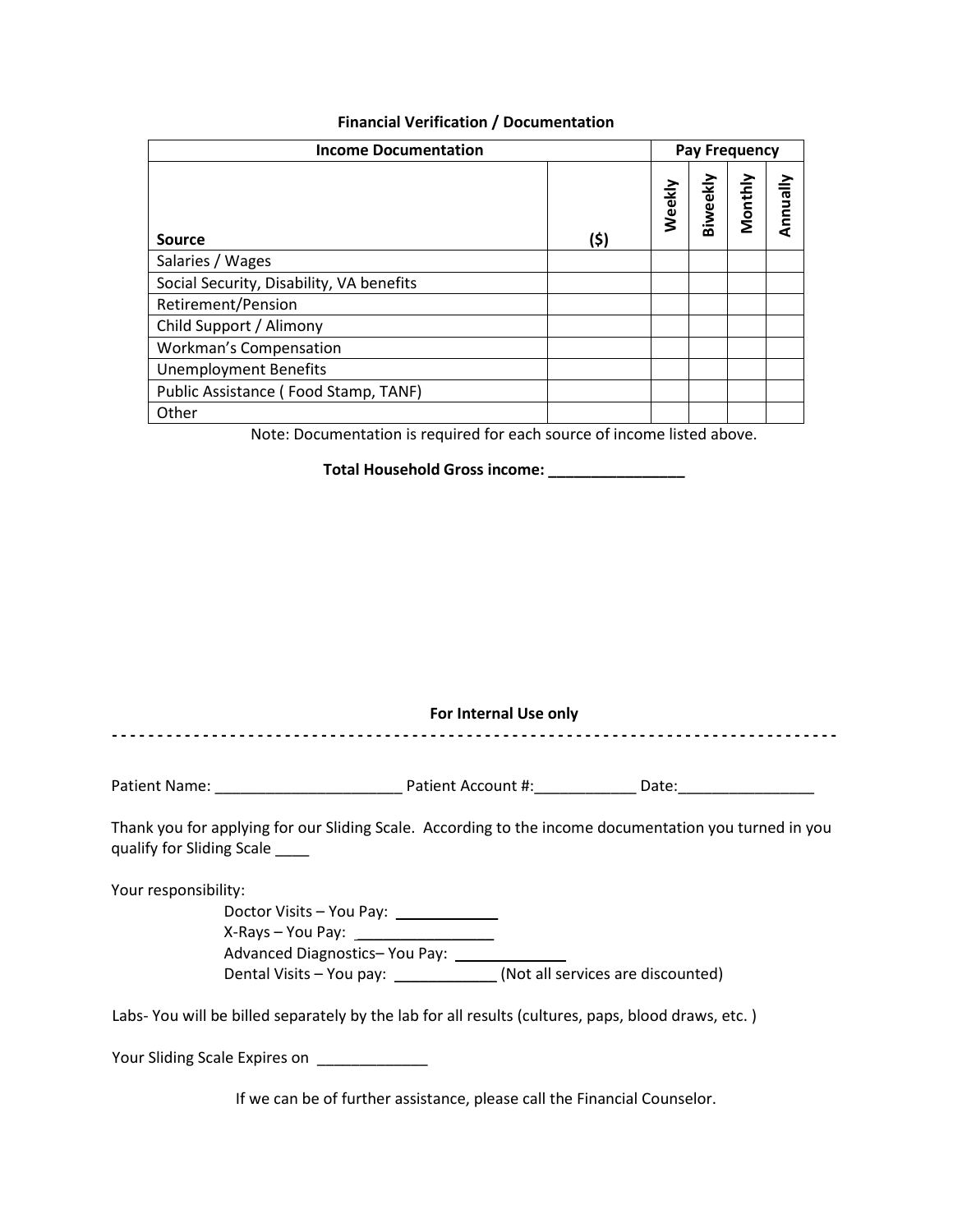## Financial Verification / Documentation

| Income Documentation | | Pay Frequency | | | |
|---|---|---|---|---|---|
| **Source** | **($)** | **Weekly** | **Biweekly** | **Monthly** | **Annually** |
| Salaries / Wages | | | | | |
| Social Security, Disability, VA benefits | | | | | |
| Retirement/Pension | | | | | |
| Child Support / Alimony | | | | | |
| Workman's Compensation | | | | | |
| Unemployment Benefits | | | | | |
| Public Assistance ( Food Stamp, TANF) | | | | | |
| Other | | | | | |

Note: Documentation is required for each source of income listed above.

**Total Household Gross income: ________________**

**For Internal Use only**

- - - - - - - - - - - - - - - - - - - - - - - - - - - - - - - - - - - - - - - - - - - - - - - - - - - - - - - - - - - - - - - - - - - - - - - - - - - - - - - - -

Patient Name: ______________________ Patient Account #:____________ Date:________________

Thank you for applying for our Sliding Scale. According to the income documentation you turned in you qualify for Sliding Scale ____

Your responsibility:

Doctor Visits – You Pay: ____________
X-Rays – You Pay: ________________
Advanced Diagnostics– You Pay: _____________
Dental Visits – You pay: ____________ (Not all services are discounted)

Labs- You will be billed separately by the lab for all results (cultures, paps, blood draws, etc. )

Your Sliding Scale Expires on _____________

If we can be of further assistance, please call the Financial Counselor.